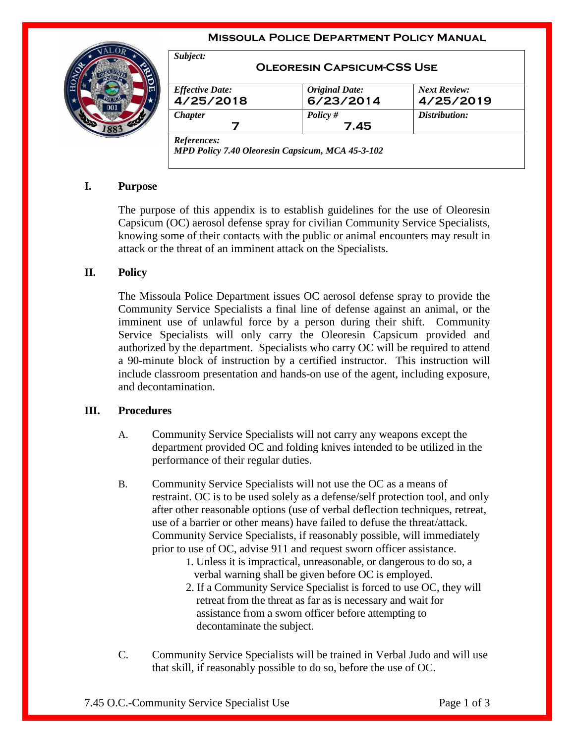# Missoula Police Department Policy Manual

| *Subject:* **Oleoresin Capsicum-CSS Use** | | |
|---|---|---|
| *Effective Date:* 4/25/2018 | *Original Date:* 6/23/2014 | *Next Review:* 4/25/2019 |
| *Chapter* 7 | *Policy #* 7.45 | *Distribution:* |
| *References:* *MPD Policy 7.40 Oleoresin Capsicum, MCA 45-3-102* | | |

## I. Purpose

The purpose of this appendix is to establish guidelines for the use of Oleoresin Capsicum (OC) aerosol defense spray for civilian Community Service Specialists, knowing some of their contacts with the public or animal encounters may result in attack or the threat of an imminent attack on the Specialists.

## II. Policy

The Missoula Police Department issues OC aerosol defense spray to provide the Community Service Specialists a final line of defense against an animal, or the imminent use of unlawful force by a person during their shift. Community Service Specialists will only carry the Oleoresin Capsicum provided and authorized by the department. Specialists who carry OC will be required to attend a 90-minute block of instruction by a certified instructor. This instruction will include classroom presentation and hands-on use of the agent, including exposure, and decontamination.

## III. Procedures

A. Community Service Specialists will not carry any weapons except the department provided OC and folding knives intended to be utilized in the performance of their regular duties.

B. Community Service Specialists will not use the OC as a means of restraint. OC is to be used solely as a defense/self protection tool, and only after other reasonable options (use of verbal deflection techniques, retreat, use of a barrier or other means) have failed to defuse the threat/attack. Community Service Specialists, if reasonably possible, will immediately prior to use of OC, advise 911 and request sworn officer assistance.

1. Unless it is impractical, unreasonable, or dangerous to do so, a verbal warning shall be given before OC is employed.
2. If a Community Service Specialist is forced to use OC, they will retreat from the threat as far as is necessary and wait for assistance from a sworn officer before attempting to decontaminate the subject.

C. Community Service Specialists will be trained in Verbal Judo and will use that skill, if reasonably possible to do so, before the use of OC.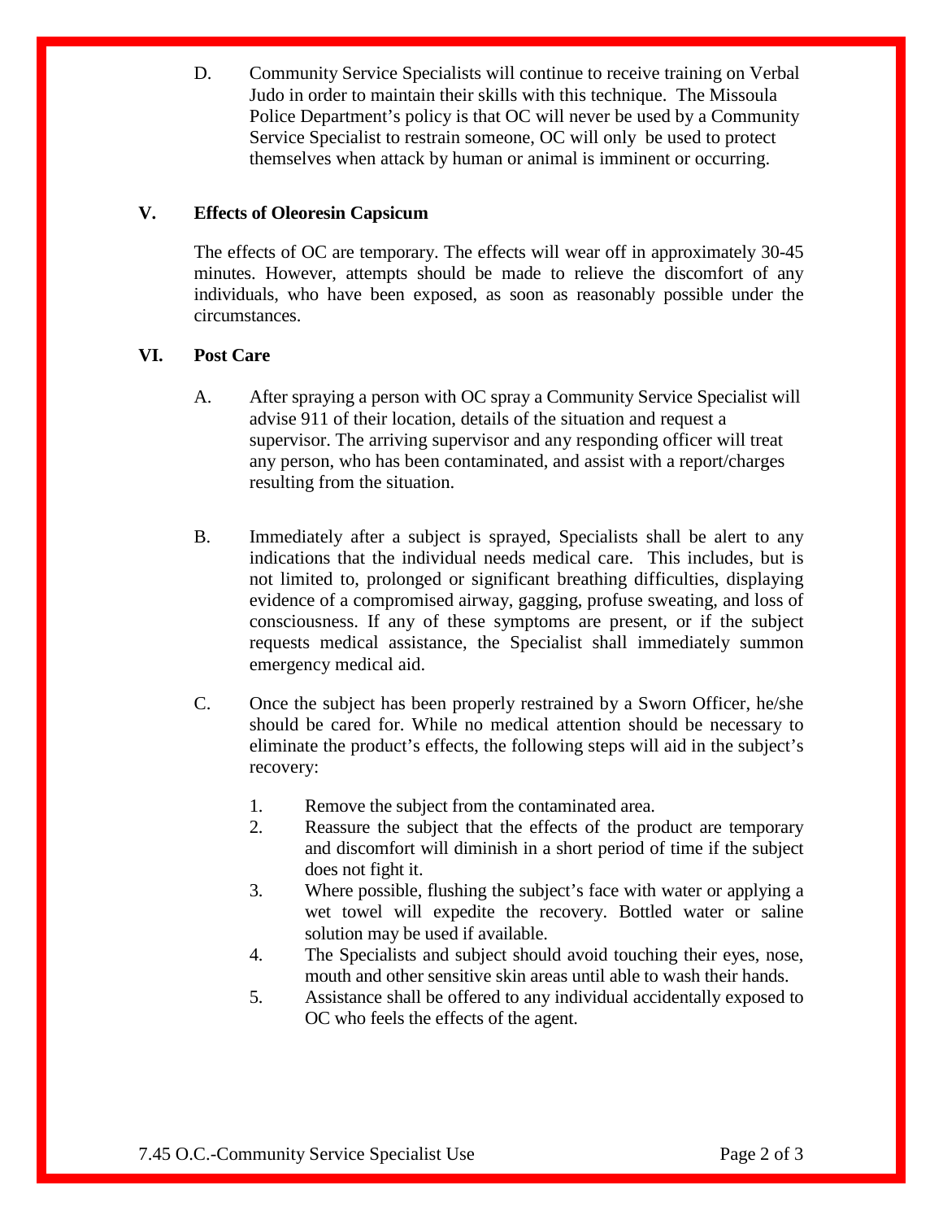D. Community Service Specialists will continue to receive training on Verbal Judo in order to maintain their skills with this technique. The Missoula Police Department's policy is that OC will never be used by a Community Service Specialist to restrain someone, OC will only be used to protect themselves when attack by human or animal is imminent or occurring.

## V. Effects of Oleoresin Capsicum

The effects of OC are temporary. The effects will wear off in approximately 30-45 minutes. However, attempts should be made to relieve the discomfort of any individuals, who have been exposed, as soon as reasonably possible under the circumstances.

## VI. Post Care

A. After spraying a person with OC spray a Community Service Specialist will advise 911 of their location, details of the situation and request a supervisor. The arriving supervisor and any responding officer will treat any person, who has been contaminated, and assist with a report/charges resulting from the situation.

B. Immediately after a subject is sprayed, Specialists shall be alert to any indications that the individual needs medical care. This includes, but is not limited to, prolonged or significant breathing difficulties, displaying evidence of a compromised airway, gagging, profuse sweating, and loss of consciousness. If any of these symptoms are present, or if the subject requests medical assistance, the Specialist shall immediately summon emergency medical aid.

C. Once the subject has been properly restrained by a Sworn Officer, he/she should be cared for. While no medical attention should be necessary to eliminate the product's effects, the following steps will aid in the subject's recovery:

1. Remove the subject from the contaminated area.
2. Reassure the subject that the effects of the product are temporary and discomfort will diminish in a short period of time if the subject does not fight it.
3. Where possible, flushing the subject's face with water or applying a wet towel will expedite the recovery. Bottled water or saline solution may be used if available.
4. The Specialists and subject should avoid touching their eyes, nose, mouth and other sensitive skin areas until able to wash their hands.
5. Assistance shall be offered to any individual accidentally exposed to OC who feels the effects of the agent.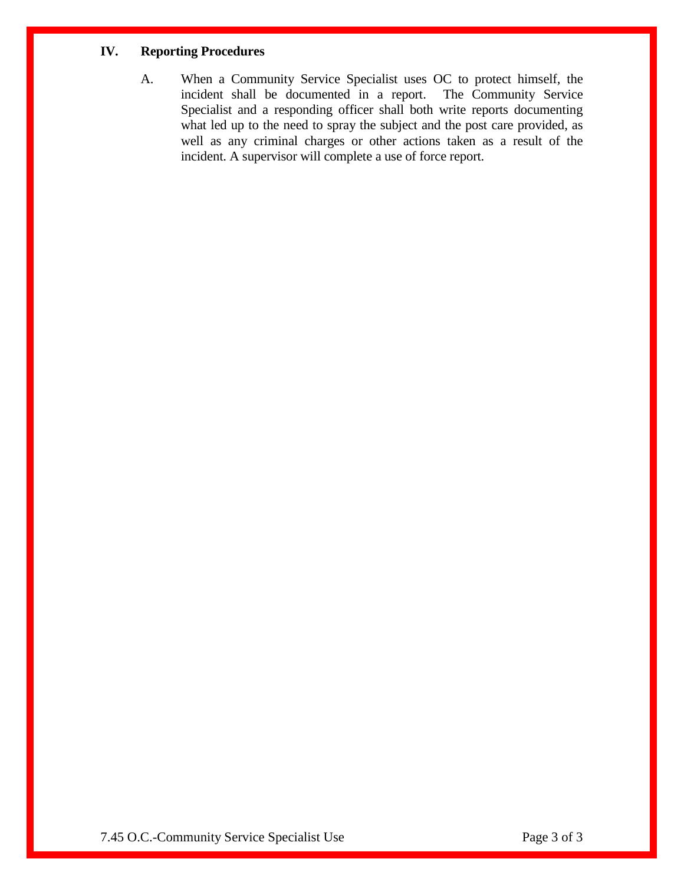## IV. Reporting Procedures

A. When a Community Service Specialist uses OC to protect himself, the incident shall be documented in a report. The Community Service Specialist and a responding officer shall both write reports documenting what led up to the need to spray the subject and the post care provided, as well as any criminal charges or other actions taken as a result of the incident. A supervisor will complete a use of force report.